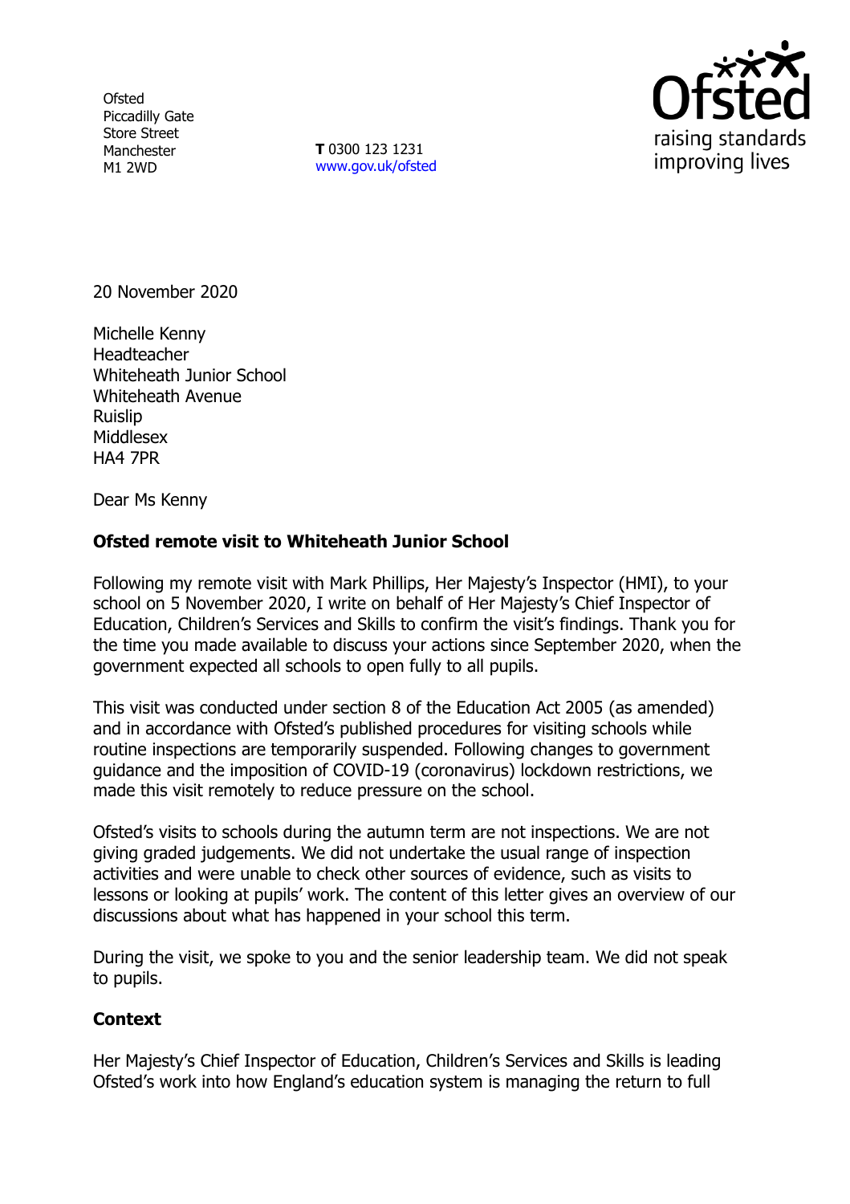Ofsted
Piccadilly Gate
Store Street
Manchester
M1 2WD

**T** 0300 123 1231
www.gov.uk/ofsted

raising standards
improving lives

20 November 2020

Michelle Kenny
Headteacher
Whiteheath Junior School
Whiteheath Avenue
Ruislip
Middlesex
HA4 7PR

Dear Ms Kenny

**Ofsted remote visit to Whiteheath Junior School**

Following my remote visit with Mark Phillips, Her Majesty's Inspector (HMI), to your school on 5 November 2020, I write on behalf of Her Majesty's Chief Inspector of Education, Children's Services and Skills to confirm the visit's findings. Thank you for the time you made available to discuss your actions since September 2020, when the government expected all schools to open fully to all pupils.

This visit was conducted under section 8 of the Education Act 2005 (as amended) and in accordance with Ofsted's published procedures for visiting schools while routine inspections are temporarily suspended. Following changes to government guidance and the imposition of COVID-19 (coronavirus) lockdown restrictions, we made this visit remotely to reduce pressure on the school.

Ofsted's visits to schools during the autumn term are not inspections. We are not giving graded judgements. We did not undertake the usual range of inspection activities and were unable to check other sources of evidence, such as visits to lessons or looking at pupils' work. The content of this letter gives an overview of our discussions about what has happened in your school this term.

During the visit, we spoke to you and the senior leadership team. We did not speak to pupils.

**Context**

Her Majesty's Chief Inspector of Education, Children's Services and Skills is leading Ofsted's work into how England's education system is managing the return to full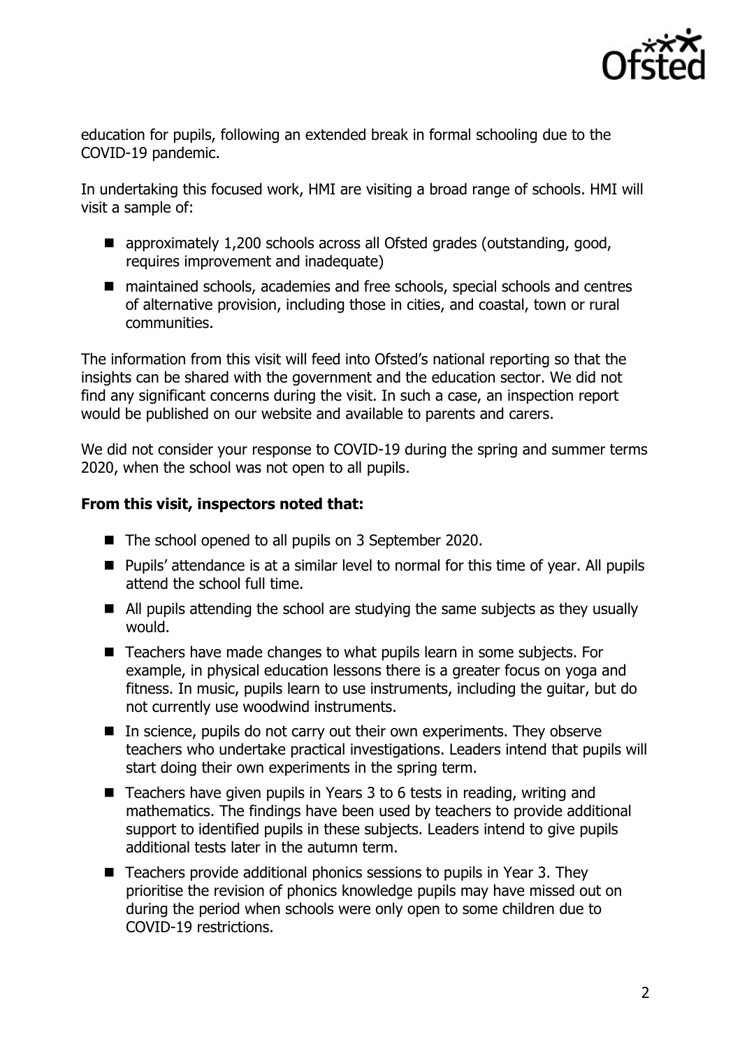education for pupils, following an extended break in formal schooling due to the COVID-19 pandemic.

In undertaking this focused work, HMI are visiting a broad range of schools. HMI will visit a sample of:

- approximately 1,200 schools across all Ofsted grades (outstanding, good, requires improvement and inadequate)
- maintained schools, academies and free schools, special schools and centres of alternative provision, including those in cities, and coastal, town or rural communities.

The information from this visit will feed into Ofsted's national reporting so that the insights can be shared with the government and the education sector. We did not find any significant concerns during the visit. In such a case, an inspection report would be published on our website and available to parents and carers.

We did not consider your response to COVID-19 during the spring and summer terms 2020, when the school was not open to all pupils.

**From this visit, inspectors noted that:**

- The school opened to all pupils on 3 September 2020.
- Pupils' attendance is at a similar level to normal for this time of year. All pupils attend the school full time.
- All pupils attending the school are studying the same subjects as they usually would.
- Teachers have made changes to what pupils learn in some subjects. For example, in physical education lessons there is a greater focus on yoga and fitness. In music, pupils learn to use instruments, including the guitar, but do not currently use woodwind instruments.
- In science, pupils do not carry out their own experiments. They observe teachers who undertake practical investigations. Leaders intend that pupils will start doing their own experiments in the spring term.
- Teachers have given pupils in Years 3 to 6 tests in reading, writing and mathematics. The findings have been used by teachers to provide additional support to identified pupils in these subjects. Leaders intend to give pupils additional tests later in the autumn term.
- Teachers provide additional phonics sessions to pupils in Year 3. They prioritise the revision of phonics knowledge pupils may have missed out on during the period when schools were only open to some children due to COVID-19 restrictions.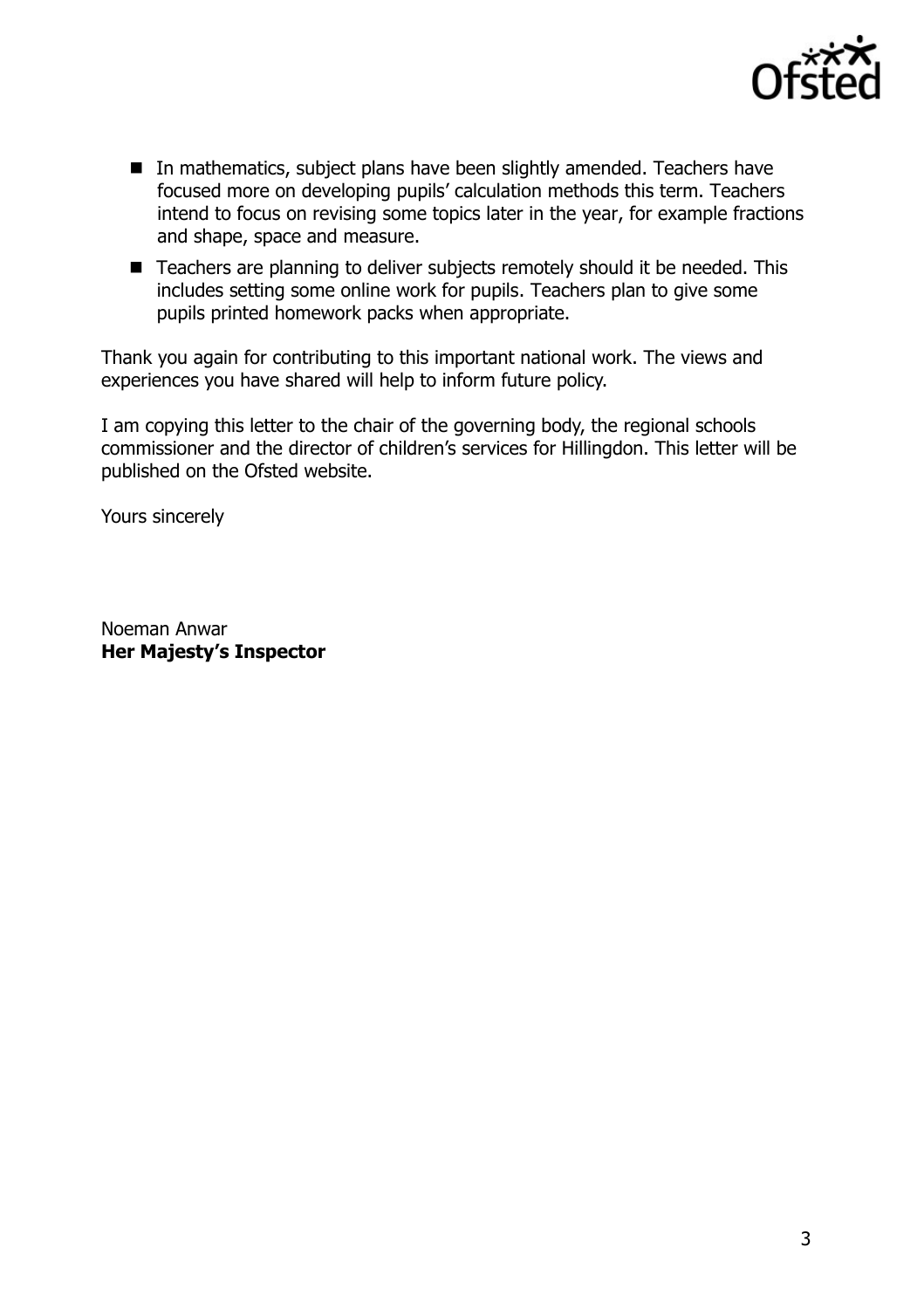- In mathematics, subject plans have been slightly amended. Teachers have focused more on developing pupils' calculation methods this term. Teachers intend to focus on revising some topics later in the year, for example fractions and shape, space and measure.
- Teachers are planning to deliver subjects remotely should it be needed. This includes setting some online work for pupils. Teachers plan to give some pupils printed homework packs when appropriate.

Thank you again for contributing to this important national work. The views and experiences you have shared will help to inform future policy.

I am copying this letter to the chair of the governing body, the regional schools commissioner and the director of children's services for Hillingdon. This letter will be published on the Ofsted website.

Yours sincerely

Noeman Anwar
**Her Majesty's Inspector**